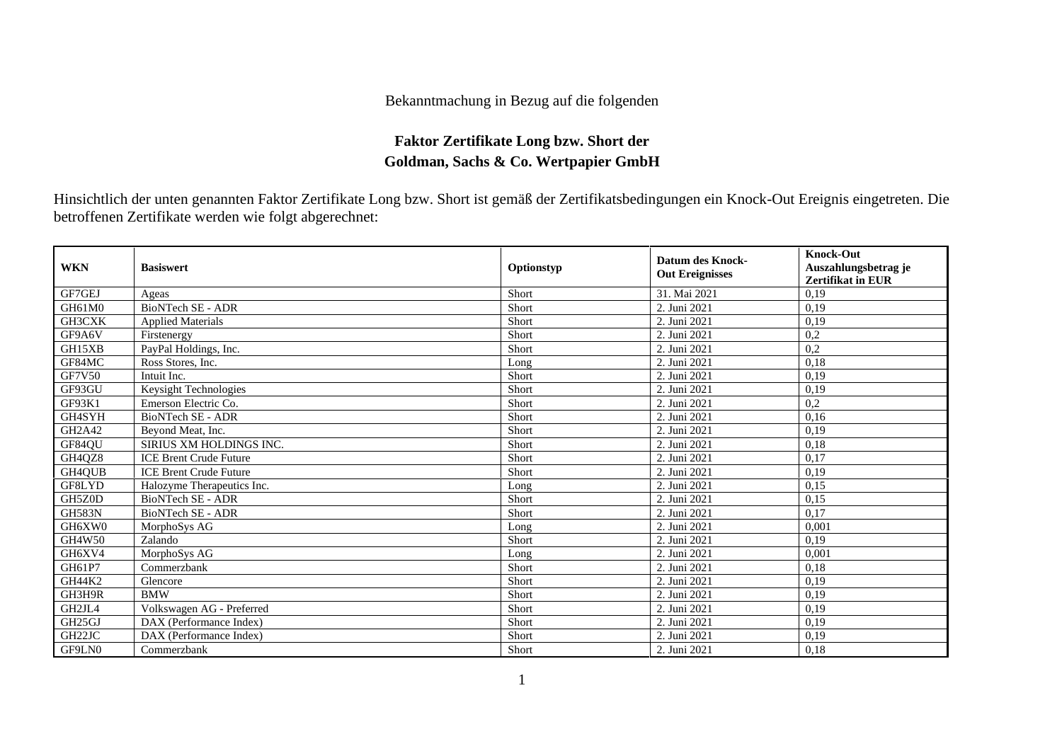Bekanntmachung in Bezug auf die folgenden

## Faktor Zertifikate Long bzw. Short der Goldman, Sachs & Co. Wertpapier GmbH

Hinsichtlich der unten genannten Faktor Zertifikate Long bzw. Short ist gemäß der Zertifikatsbedingungen ein Knock-Out Ereignis eingetreten. Die betroffenen Zertifikate werden wie folgt abgerechnet:

| WKN | Basiswert | Optionstyp | Datum des Knock-Out Ereignisses | Knock-Out Auszahlungsbetrag je Zertifikat in EUR |
|---|---|---|---|---|
| GF7GEJ | Ageas | Short | 31. Mai 2021 | 0,19 |
| GH61M0 | BioNTech SE - ADR | Short | 2. Juni 2021 | 0,19 |
| GH3CXK | Applied Materials | Short | 2. Juni 2021 | 0,19 |
| GF9A6V | Firstenergy | Short | 2. Juni 2021 | 0,2 |
| GH15XB | PayPal Holdings, Inc. | Short | 2. Juni 2021 | 0,2 |
| GF84MC | Ross Stores, Inc. | Long | 2. Juni 2021 | 0,18 |
| GF7V50 | Intuit Inc. | Short | 2. Juni 2021 | 0,19 |
| GF93GU | Keysight Technologies | Short | 2. Juni 2021 | 0,19 |
| GF93K1 | Emerson Electric Co. | Short | 2. Juni 2021 | 0,2 |
| GH4SYH | BioNTech SE - ADR | Short | 2. Juni 2021 | 0,16 |
| GH2A42 | Beyond Meat, Inc. | Short | 2. Juni 2021 | 0,19 |
| GF84QU | SIRIUS XM HOLDINGS INC. | Short | 2. Juni 2021 | 0,18 |
| GH4QZ8 | ICE Brent Crude Future | Short | 2. Juni 2021 | 0,17 |
| GH4QUB | ICE Brent Crude Future | Short | 2. Juni 2021 | 0,19 |
| GF8LYD | Halozyme Therapeutics Inc. | Long | 2. Juni 2021 | 0,15 |
| GH5Z0D | BioNTech SE - ADR | Short | 2. Juni 2021 | 0,15 |
| GH583N | BioNTech SE - ADR | Short | 2. Juni 2021 | 0,17 |
| GH6XW0 | MorphoSys AG | Long | 2. Juni 2021 | 0,001 |
| GH4W50 | Zalando | Short | 2. Juni 2021 | 0,19 |
| GH6XV4 | MorphoSys AG | Long | 2. Juni 2021 | 0,001 |
| GH61P7 | Commerzbank | Short | 2. Juni 2021 | 0,18 |
| GH44K2 | Glencore | Short | 2. Juni 2021 | 0,19 |
| GH3H9R | BMW | Short | 2. Juni 2021 | 0,19 |
| GH2JL4 | Volkswagen AG - Preferred | Short | 2. Juni 2021 | 0,19 |
| GH25GJ | DAX (Performance Index) | Short | 2. Juni 2021 | 0,19 |
| GH22JC | DAX (Performance Index) | Short | 2. Juni 2021 | 0,19 |
| GF9LN0 | Commerzbank | Short | 2. Juni 2021 | 0,18 |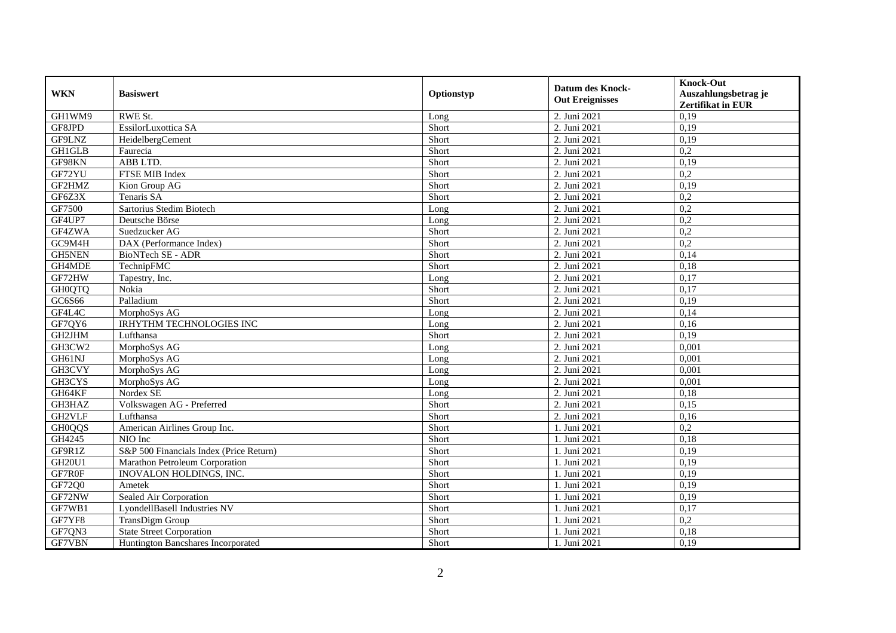| WKN | Basiswert | Optionstyp | Datum des Knock-Out Ereignisses | Knock-Out Auszahlungsbetrag je Zertifikat in EUR |
|---|---|---|---|---|
| GH1WM9 | RWE St. | Long | 2. Juni 2021 | 0,19 |
| GF8JPD | EssilorLuxottica SA | Short | 2. Juni 2021 | 0,19 |
| GF9LNZ | HeidelbergCement | Short | 2. Juni 2021 | 0,19 |
| GH1GLB | Faurecia | Short | 2. Juni 2021 | 0,2 |
| GF98KN | ABB LTD. | Short | 2. Juni 2021 | 0,19 |
| GF72YU | FTSE MIB Index | Short | 2. Juni 2021 | 0,2 |
| GF2HMZ | Kion Group AG | Short | 2. Juni 2021 | 0,19 |
| GF6Z3X | Tenaris SA | Short | 2. Juni 2021 | 0,2 |
| GF7500 | Sartorius Stedim Biotech | Long | 2. Juni 2021 | 0,2 |
| GF4UP7 | Deutsche Börse | Long | 2. Juni 2021 | 0,2 |
| GF4ZWA | Suedzucker AG | Short | 2. Juni 2021 | 0,2 |
| GC9M4H | DAX (Performance Index) | Short | 2. Juni 2021 | 0,2 |
| GH5NEN | BioNTech SE - ADR | Short | 2. Juni 2021 | 0,14 |
| GH4MDE | TechnipFMC | Short | 2. Juni 2021 | 0,18 |
| GF72HW | Tapestry, Inc. | Long | 2. Juni 2021 | 0,17 |
| GH0QTQ | Nokia | Short | 2. Juni 2021 | 0,17 |
| GC6S66 | Palladium | Short | 2. Juni 2021 | 0,19 |
| GF4L4C | MorphoSys AG | Long | 2. Juni 2021 | 0,14 |
| GF7QY6 | IRHYTHM TECHNOLOGIES INC | Long | 2. Juni 2021 | 0,16 |
| GH2JHM | Lufthansa | Short | 2. Juni 2021 | 0,19 |
| GH3CW2 | MorphoSys AG | Long | 2. Juni 2021 | 0,001 |
| GH61NJ | MorphoSys AG | Long | 2. Juni 2021 | 0,001 |
| GH3CVY | MorphoSys AG | Long | 2. Juni 2021 | 0,001 |
| GH3CYS | MorphoSys AG | Long | 2. Juni 2021 | 0,001 |
| GH64KF | Nordex SE | Long | 2. Juni 2021 | 0,18 |
| GH3HAZ | Volkswagen AG - Preferred | Short | 2. Juni 2021 | 0,15 |
| GH2VLF | Lufthansa | Short | 2. Juni 2021 | 0,16 |
| GH0QQS | American Airlines Group Inc. | Short | 1. Juni 2021 | 0,2 |
| GH4245 | NIO Inc | Short | 1. Juni 2021 | 0,18 |
| GF9R1Z | S&P 500 Financials Index (Price Return) | Short | 1. Juni 2021 | 0,19 |
| GH20U1 | Marathon Petroleum Corporation | Short | 1. Juni 2021 | 0,19 |
| GF7R0F | INOVALON HOLDINGS, INC. | Short | 1. Juni 2021 | 0,19 |
| GF72Q0 | Ametek | Short | 1. Juni 2021 | 0,19 |
| GF72NW | Sealed Air Corporation | Short | 1. Juni 2021 | 0,19 |
| GF7WB1 | LyondellBasell Industries NV | Short | 1. Juni 2021 | 0,17 |
| GF7YF8 | TransDigm Group | Short | 1. Juni 2021 | 0,2 |
| GF7QN3 | State Street Corporation | Short | 1. Juni 2021 | 0,18 |
| GF7VBN | Huntington Bancshares Incorporated | Short | 1. Juni 2021 | 0,19 |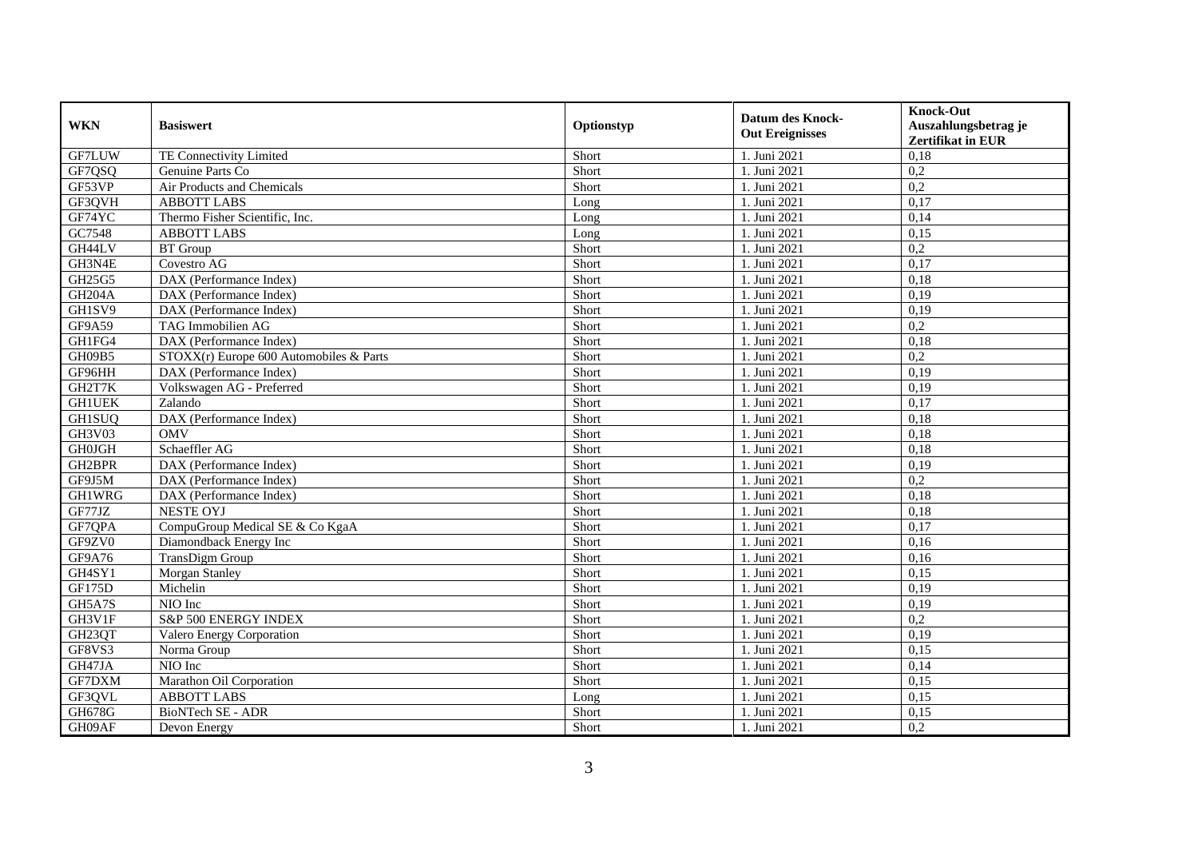| WKN | Basiswert | Optionstyp | Datum des Knock-Out Ereignisses | Knock-Out Auszahlungsbetrag je Zertifikat in EUR |
|---|---|---|---|---|
| GF7LUW | TE Connectivity Limited | Short | 1. Juni 2021 | 0,18 |
| GF7QSQ | Genuine Parts Co | Short | 1. Juni 2021 | 0,2 |
| GF53VP | Air Products and Chemicals | Short | 1. Juni 2021 | 0,2 |
| GF3QVH | ABBOTT LABS | Long | 1. Juni 2021 | 0,17 |
| GF74YC | Thermo Fisher Scientific, Inc. | Long | 1. Juni 2021 | 0,14 |
| GC7548 | ABBOTT LABS | Long | 1. Juni 2021 | 0,15 |
| GH44LV | BT Group | Short | 1. Juni 2021 | 0,2 |
| GH3N4E | Covestro AG | Short | 1. Juni 2021 | 0,17 |
| GH25G5 | DAX (Performance Index) | Short | 1. Juni 2021 | 0,18 |
| GH204A | DAX (Performance Index) | Short | 1. Juni 2021 | 0,19 |
| GH1SV9 | DAX (Performance Index) | Short | 1. Juni 2021 | 0,19 |
| GF9A59 | TAG Immobilien AG | Short | 1. Juni 2021 | 0,2 |
| GH1FG4 | DAX (Performance Index) | Short | 1. Juni 2021 | 0,18 |
| GH09B5 | STOXX(r) Europe 600 Automobiles & Parts | Short | 1. Juni 2021 | 0,2 |
| GF96HH | DAX (Performance Index) | Short | 1. Juni 2021 | 0,19 |
| GH2T7K | Volkswagen AG - Preferred | Short | 1. Juni 2021 | 0,19 |
| GH1UEK | Zalando | Short | 1. Juni 2021 | 0,17 |
| GH1SUQ | DAX (Performance Index) | Short | 1. Juni 2021 | 0,18 |
| GH3V03 | OMV | Short | 1. Juni 2021 | 0,18 |
| GH0JGH | Schaeffler AG | Short | 1. Juni 2021 | 0,18 |
| GH2BPR | DAX (Performance Index) | Short | 1. Juni 2021 | 0,19 |
| GF9J5M | DAX (Performance Index) | Short | 1. Juni 2021 | 0,2 |
| GH1WRG | DAX (Performance Index) | Short | 1. Juni 2021 | 0,18 |
| GF77JZ | NESTE OYJ | Short | 1. Juni 2021 | 0,18 |
| GF7QPA | CompuGroup Medical SE & Co KgaA | Short | 1. Juni 2021 | 0,17 |
| GF9ZV0 | Diamondback Energy Inc | Short | 1. Juni 2021 | 0,16 |
| GF9A76 | TransDigm Group | Short | 1. Juni 2021 | 0,16 |
| GH4SY1 | Morgan Stanley | Short | 1. Juni 2021 | 0,15 |
| GF175D | Michelin | Short | 1. Juni 2021 | 0,19 |
| GH5A7S | NIO Inc | Short | 1. Juni 2021 | 0,19 |
| GH3V1F | S&P 500 ENERGY INDEX | Short | 1. Juni 2021 | 0,2 |
| GH23QT | Valero Energy Corporation | Short | 1. Juni 2021 | 0,19 |
| GF8VS3 | Norma Group | Short | 1. Juni 2021 | 0,15 |
| GH47JA | NIO Inc | Short | 1. Juni 2021 | 0,14 |
| GF7DXM | Marathon Oil Corporation | Short | 1. Juni 2021 | 0,15 |
| GF3QVL | ABBOTT LABS | Long | 1. Juni 2021 | 0,15 |
| GH678G | BioNTech SE - ADR | Short | 1. Juni 2021 | 0,15 |
| GH09AF | Devon Energy | Short | 1. Juni 2021 | 0,2 |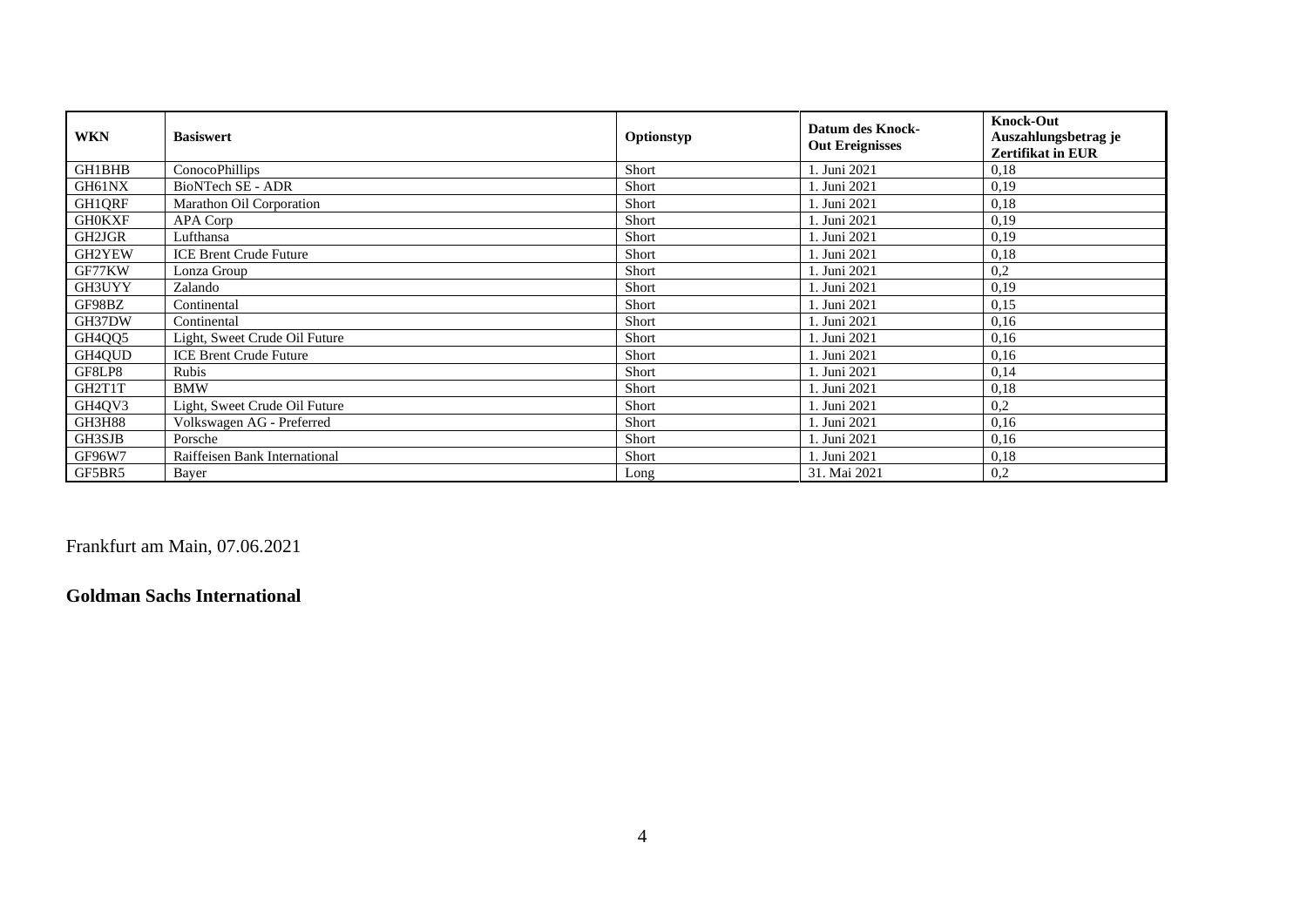| WKN | Basiswert | Optionstyp | Datum des Knock-Out Ereignisses | Knock-Out Auszahlungsbetrag je Zertifikat in EUR |
|---|---|---|---|---|
| GH1BHB | ConocoPhillips | Short | 1. Juni 2021 | 0,18 |
| GH61NX | BioNTech SE - ADR | Short | 1. Juni 2021 | 0,19 |
| GH1QRF | Marathon Oil Corporation | Short | 1. Juni 2021 | 0,18 |
| GH0KXF | APA Corp | Short | 1. Juni 2021 | 0,19 |
| GH2JGR | Lufthansa | Short | 1. Juni 2021 | 0,19 |
| GH2YEW | ICE Brent Crude Future | Short | 1. Juni 2021 | 0,18 |
| GF77KW | Lonza Group | Short | 1. Juni 2021 | 0,2 |
| GH3UYY | Zalando | Short | 1. Juni 2021 | 0,19 |
| GF98BZ | Continental | Short | 1. Juni 2021 | 0,15 |
| GH37DW | Continental | Short | 1. Juni 2021 | 0,16 |
| GH4QQ5 | Light, Sweet Crude Oil Future | Short | 1. Juni 2021 | 0,16 |
| GH4QUD | ICE Brent Crude Future | Short | 1. Juni 2021 | 0,16 |
| GF8LP8 | Rubis | Short | 1. Juni 2021 | 0,14 |
| GH2T1T | BMW | Short | 1. Juni 2021 | 0,18 |
| GH4QV3 | Light, Sweet Crude Oil Future | Short | 1. Juni 2021 | 0,2 |
| GH3H88 | Volkswagen AG - Preferred | Short | 1. Juni 2021 | 0,16 |
| GH3SJB | Porsche | Short | 1. Juni 2021 | 0,16 |
| GF96W7 | Raiffeisen Bank International | Short | 1. Juni 2021 | 0,18 |
| GF5BR5 | Bayer | Long | 31. Mai 2021 | 0,2 |

Frankfurt am Main, 07.06.2021

**Goldman Sachs International**